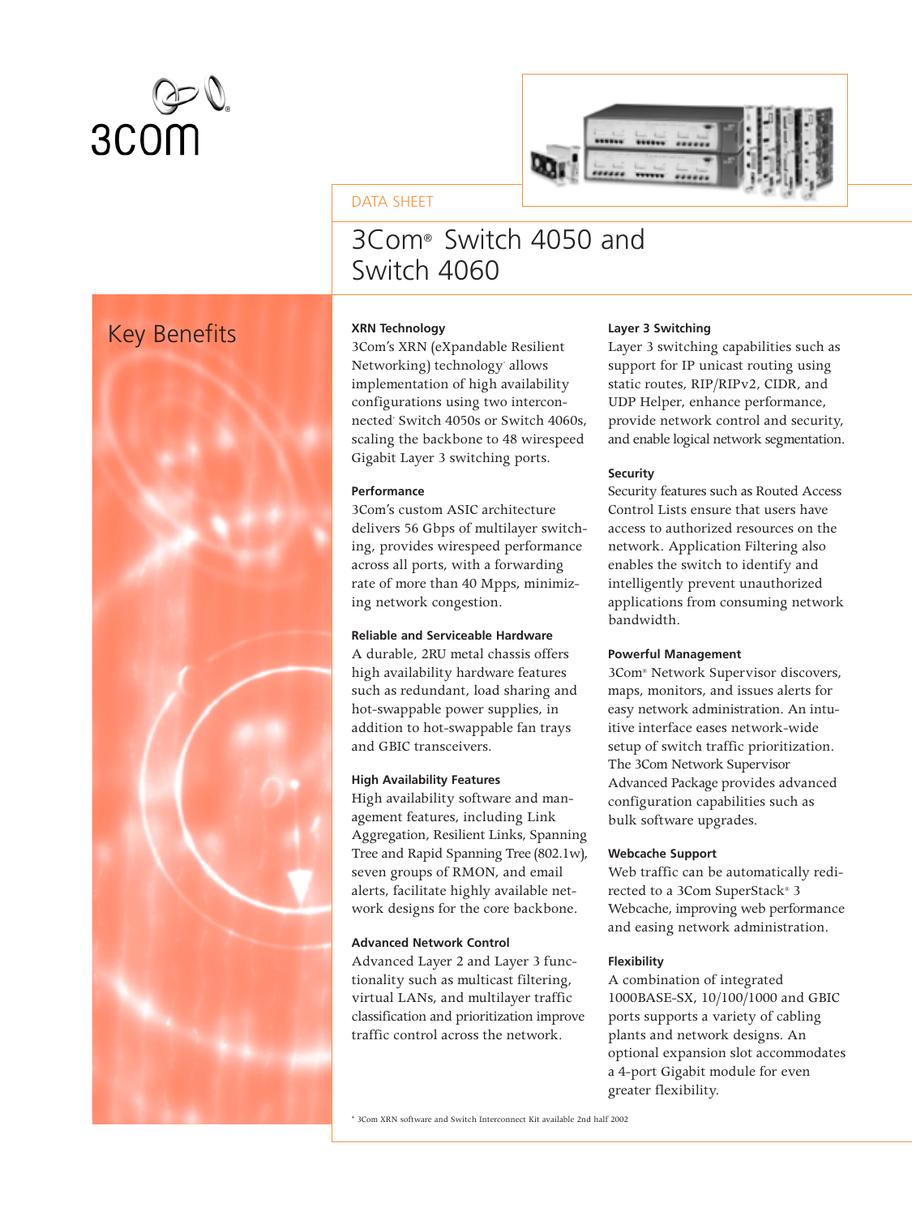3Com

DATA SHEET

# 3Com® Switch 4050 and Switch 4060

## Key Benefits

**XRN Technology**

3Com's XRN (eXpandable Resilient Networking) technology* allows implementation of high availability configurations using two interconnected* Switch 4050s or Switch 4060s, scaling the backbone to 48 wirespeed Gigabit Layer 3 switching ports.

**Performance**

3Com's custom ASIC architecture delivers 56 Gbps of multilayer switching, provides wirespeed performance across all ports, with a forwarding rate of more than 40 Mpps, minimizing network congestion.

**Reliable and Serviceable Hardware**

A durable, 2RU metal chassis offers high availability hardware features such as redundant, load sharing and hot-swappable power supplies, in addition to hot-swappable fan trays and GBIC transceivers.

**High Availability Features**

High availability software and management features, including Link Aggregation, Resilient Links, Spanning Tree and Rapid Spanning Tree (802.1w), seven groups of RMON, and email alerts, facilitate highly available network designs for the core backbone.

**Advanced Network Control**

Advanced Layer 2 and Layer 3 functionality such as multicast filtering, virtual LANs, and multilayer traffic classification and prioritization improve traffic control across the network.

**Layer 3 Switching**

Layer 3 switching capabilities such as support for IP unicast routing using static routes, RIP/RIPv2, CIDR, and UDP Helper, enhance performance, provide network control and security, and enable logical network segmentation.

**Security**

Security features such as Routed Access Control Lists ensure that users have access to authorized resources on the network. Application Filtering also enables the switch to identify and intelligently prevent unauthorized applications from consuming network bandwidth.

**Powerful Management**

3Com® Network Supervisor discovers, maps, monitors, and issues alerts for easy network administration. An intuitive interface eases network-wide setup of switch traffic prioritization. The 3Com Network Supervisor Advanced Package provides advanced configuration capabilities such as bulk software upgrades.

**Webcache Support**

Web traffic can be automatically redirected to a 3Com SuperStack® 3 Webcache, improving web performance and easing network administration.

**Flexibility**

A combination of integrated 1000BASE-SX, 10/100/1000 and GBIC ports supports a variety of cabling plants and network designs. An optional expansion slot accommodates a 4-port Gigabit module for even greater flexibility.

\* 3Com XRN software and Switch Interconnect Kit available 2nd half 2002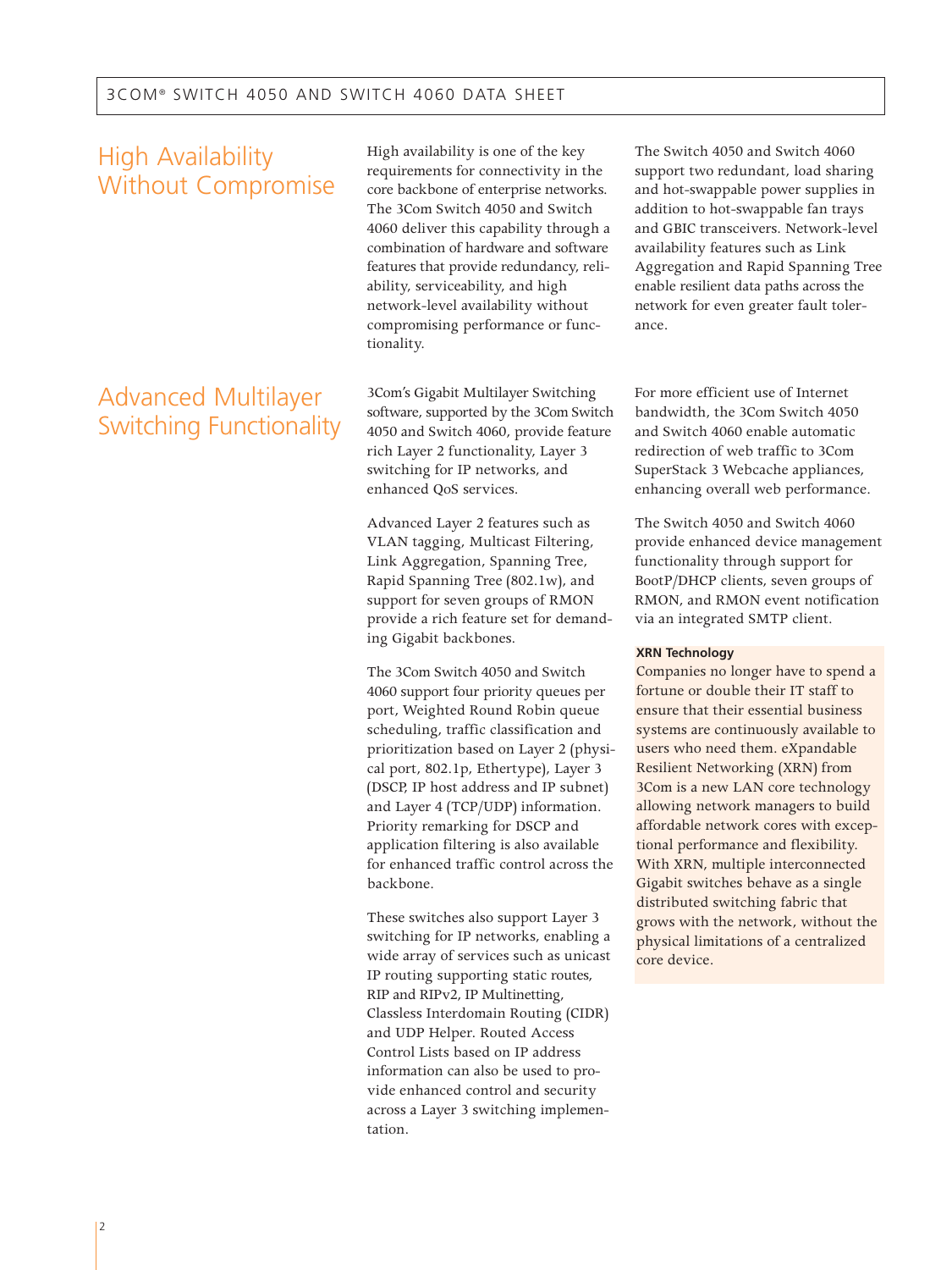## High Availability Without Compromise

High availability is one of the key requirements for connectivity in the core backbone of enterprise networks. The 3Com Switch 4050 and Switch 4060 deliver this capability through a combination of hardware and software features that provide redundancy, reliability, serviceability, and high network-level availability without compromising performance or functionality.

The Switch 4050 and Switch 4060 support two redundant, load sharing and hot-swappable power supplies in addition to hot-swappable fan trays and GBIC transceivers. Network-level availability features such as Link Aggregation and Rapid Spanning Tree enable resilient data paths across the network for even greater fault tolerance.

## Advanced Multilayer Switching Functionality

3Com's Gigabit Multilayer Switching software, supported by the 3Com Switch 4050 and Switch 4060, provide feature rich Layer 2 functionality, Layer 3 switching for IP networks, and enhanced QoS services.

Advanced Layer 2 features such as VLAN tagging, Multicast Filtering, Link Aggregation, Spanning Tree, Rapid Spanning Tree (802.1w), and support for seven groups of RMON provide a rich feature set for demanding Gigabit backbones.

The 3Com Switch 4050 and Switch 4060 support four priority queues per port, Weighted Round Robin queue scheduling, traffic classification and prioritization based on Layer 2 (physical port, 802.1p, Ethertype), Layer 3 (DSCP, IP host address and IP subnet) and Layer 4 (TCP/UDP) information. Priority remarking for DSCP and application filtering is also available for enhanced traffic control across the backbone.

These switches also support Layer 3 switching for IP networks, enabling a wide array of services such as unicast IP routing supporting static routes, RIP and RIPv2, IP Multinetting, Classless Interdomain Routing (CIDR) and UDP Helper. Routed Access Control Lists based on IP address information can also be used to provide enhanced control and security across a Layer 3 switching implementation.

For more efficient use of Internet bandwidth, the 3Com Switch 4050 and Switch 4060 enable automatic redirection of web traffic to 3Com SuperStack 3 Webcache appliances, enhancing overall web performance.

The Switch 4050 and Switch 4060 provide enhanced device management functionality through support for BootP/DHCP clients, seven groups of RMON, and RMON event notification via an integrated SMTP client.

**XRN Technology**

Companies no longer have to spend a fortune or double their IT staff to ensure that their essential business systems are continuously available to users who need them. eXpandable Resilient Networking (XRN) from 3Com is a new LAN core technology allowing network managers to build affordable network cores with exceptional performance and flexibility. With XRN, multiple interconnected Gigabit switches behave as a single distributed switching fabric that grows with the network, without the physical limitations of a centralized core device.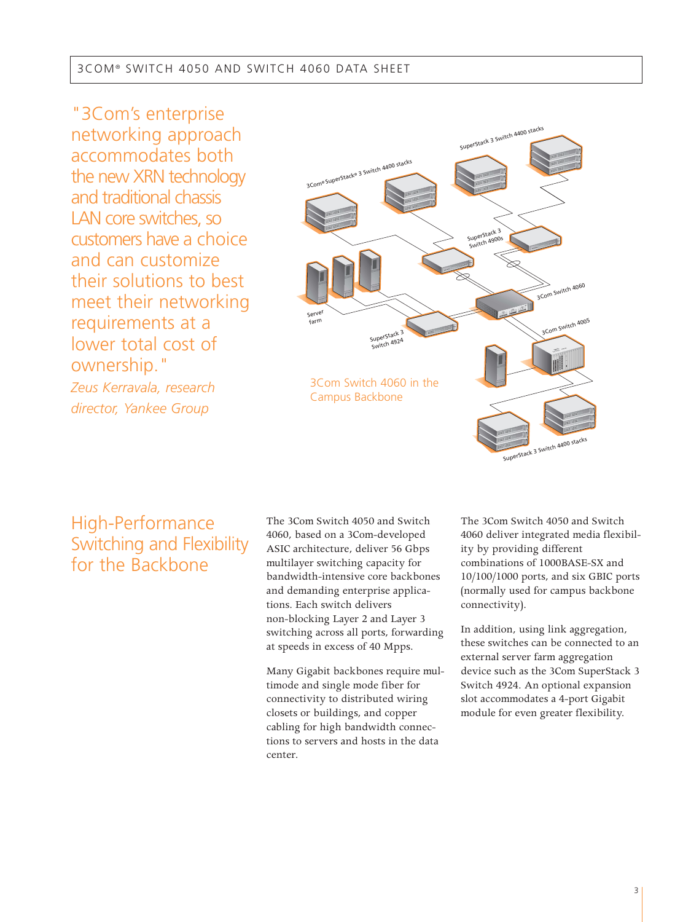"3Com's enterprise networking approach accommodates both the new XRN technology and traditional chassis LAN core switches, so customers have a choice and can customize their solutions to best meet their networking requirements at a lower total cost of ownership."

*Zeus Kerravala, research director, Yankee Group*

3Com Switch 4060 in the Campus Backbone

## High-Performance Switching and Flexibility for the Backbone

The 3Com Switch 4050 and Switch 4060, based on a 3Com-developed ASIC architecture, deliver 56 Gbps multilayer switching capacity for bandwidth-intensive core backbones and demanding enterprise applications. Each switch delivers non-blocking Layer 2 and Layer 3 switching across all ports, forwarding at speeds in excess of 40 Mpps.

Many Gigabit backbones require multimode and single mode fiber for connectivity to distributed wiring closets or buildings, and copper cabling for high bandwidth connections to servers and hosts in the data center.

The 3Com Switch 4050 and Switch 4060 deliver integrated media flexibility by providing different combinations of 1000BASE-SX and 10/100/1000 ports, and six GBIC ports (normally used for campus backbone connectivity).

In addition, using link aggregation, these switches can be connected to an external server farm aggregation device such as the 3Com SuperStack 3 Switch 4924. An optional expansion slot accommodates a 4-port Gigabit module for even greater flexibility.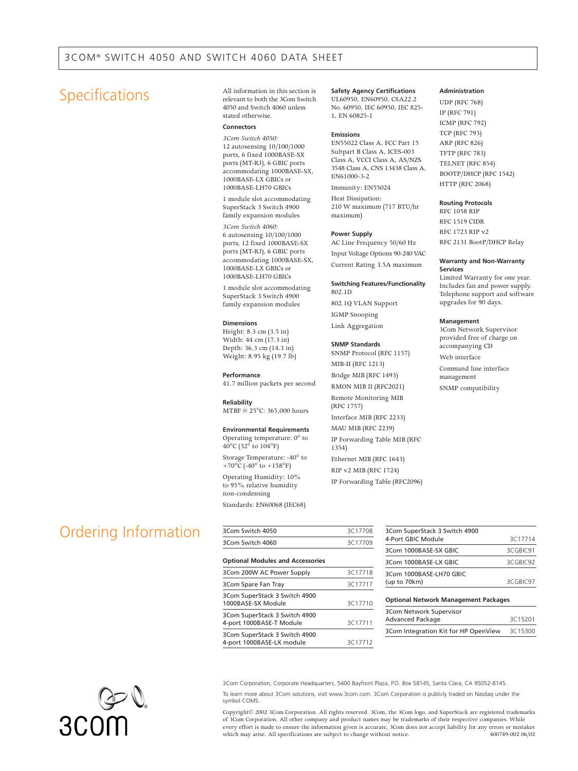# Specifications

All information in this section is relevant to both the 3Com Switch 4050 and Switch 4060 unless stated otherwise.

### Connectors

*3Com Switch 4050:*
12 autosensing 10/100/1000 ports, 6 fixed 1000BASE-SX ports (MT-RJ), 6 GBIC ports accommodating 1000BASE-SX, 1000BASE-LX GBICs or 1000BASE-LH70 GBICs

1 module slot accommodating SuperStack 3 Switch 4900 family expansion modules

*3Com Switch 4060:*
6 autosensing 10/100/1000 ports, 12 fixed 1000BASE-SX ports (MT-RJ), 6 GBIC ports accommodating 1000BASE-SX, 1000BASE-LX GBICs or 1000BASE-LH70 GBICs

1 module slot accommodating SuperStack 3 Switch 4900 family expansion modules

### Dimensions

Height: 8.3 cm (3.5 in)
Width: 44 cm (17.3 in)
Depth: 36.3 cm (14.3 in)
Weight: 8.95 kg (19.7 lb)

### Performance

41.7 million packets per second

### Reliability

MTBF @ 25°C: 365,000 hours

### Environmental Requirements

Operating temperature: 0° to 40°C (32° to 104°F)

Storage Temperature: -40° to +70°C (-40° to +158°F)

Operating Humidity: 10% to 95% relative humidity non-condensing

Standards: EN60068 (IEC68)

### Safety Agency Certifications

UL60950, EN60950, CSA22.2 No. 60950, IEC 60950, IEC 825-1, EN 60825-1

### Emissions

EN55022 Class A, FCC Part 15 Subpart B Class A, ICES-003 Class A, VCCI Class A, AS/NZS 3548 Class A, CNS 13438 Class A, EN61000-3-2

Immunity: EN55024

Heat Dissipation:
210 W maximum (717 BTU/hr maximum)

### Power Supply

AC Line Frequency 50/60 Hz

Input Voltage Options 90-240 VAC

Current Rating 3.5A maximum

### Switching Features/Functionality

802.1D

802.1Q VLAN Support

IGMP Snooping

Link Aggregation

### SNMP Standards

SNMP Protocol (RFC 1157)

MIB-II (RFC 1213)

Bridge MIB (RFC 1493)

RMON MIB II (RFC2021)

Remote Monitoring MIB (RFC 1757)

Interface MIB (RFC 2233)

MAU MIB (RFC 2239)

IP Forwarding Table MIB (RFC 1354)

Ethernet MIB (RFC 1643)

RIP v2 MIB (RFC 1724)

IP Forwarding Table (RFC2096)

### Administration

UDP (RFC 768)

IP (RFC 791)

ICMP (RFC 792)

TCP (RFC 793)

ARP (RFC 826)

TFTP (RFC 783)

TELNET (RFC 854)

BOOTP/DHCP (RFC 1542)

HTTP (RFC 2068)

### Routing Protocols

RFC 1058 RIP

RFC 1519 CIDR

RFC 1723 RIP v2

RFC 2131 BootP/DHCP Relay

### Warranty and Non-Warranty Services

Limited Warranty for one year. Includes fan and power supply. Telephone support and software upgrades for 90 days.

### Management

3Com Network Supervisor provided free of charge on accompanying CD

Web interface

Command line interface management

SNMP compatibility

# Ordering Information

| | |
|---|---|
| 3Com Switch 4050 | 3C17708 |
| 3Com Switch 4060 | 3C17709 |

**Optional Modules and Accessories**

| | |
|---|---|
| 3Com 200W AC Power Supply | 3C17718 |
| 3Com Spare Fan Tray | 3C17717 |
| 3Com SuperStack 3 Switch 4900 1000BASE-SX Module | 3C17710 |
| 3Com SuperStack 3 Switch 4900 4-port 1000BASE-T Module | 3C17711 |
| 3Com SuperStack 3 Switch 4900 4-port 1000BASE-LX module | 3C17712 |
| 3Com SuperStack 3 Switch 4900 4-Port GBIC Module | 3C17714 |
| 3Com 1000BASE-SX GBIC | 3CGBIC91 |
| 3Com 1000BASE-LX GBIC | 3CGBIC92 |
| 3Com 1000BASE-LH70 GBIC (up to 70km) | 3CGBIC97 |

**Optional Network Management Packages**

| | |
|---|---|
| 3Com Network Supervisor Advanced Package | 3C15201 |
| 3Com Integration Kit for HP OpenView | 3C15300 |

3Com Corporation, Corporate Headquarters, 5400 Bayfront Plaza, P.O. Box 58145, Santa Clara, CA 95052-8145.

To learn more about 3Com solutions, visit www.3com.com. 3Com Corporation is publicly traded on Nasdaq under the symbol COMS.

Copyright© 2002 3Com Corporation. All rights reserved. 3Com, the 3Com logo, and SuperStack are registered trademarks of 3Com Corporation. All other company and product names may be trademarks of their respective companies. While every effort is made to ensure the information given is accurate, 3Com does not accept liability for any errors or mistakes which may arise. All specifications are subject to change without notice. 400749-002 06/02